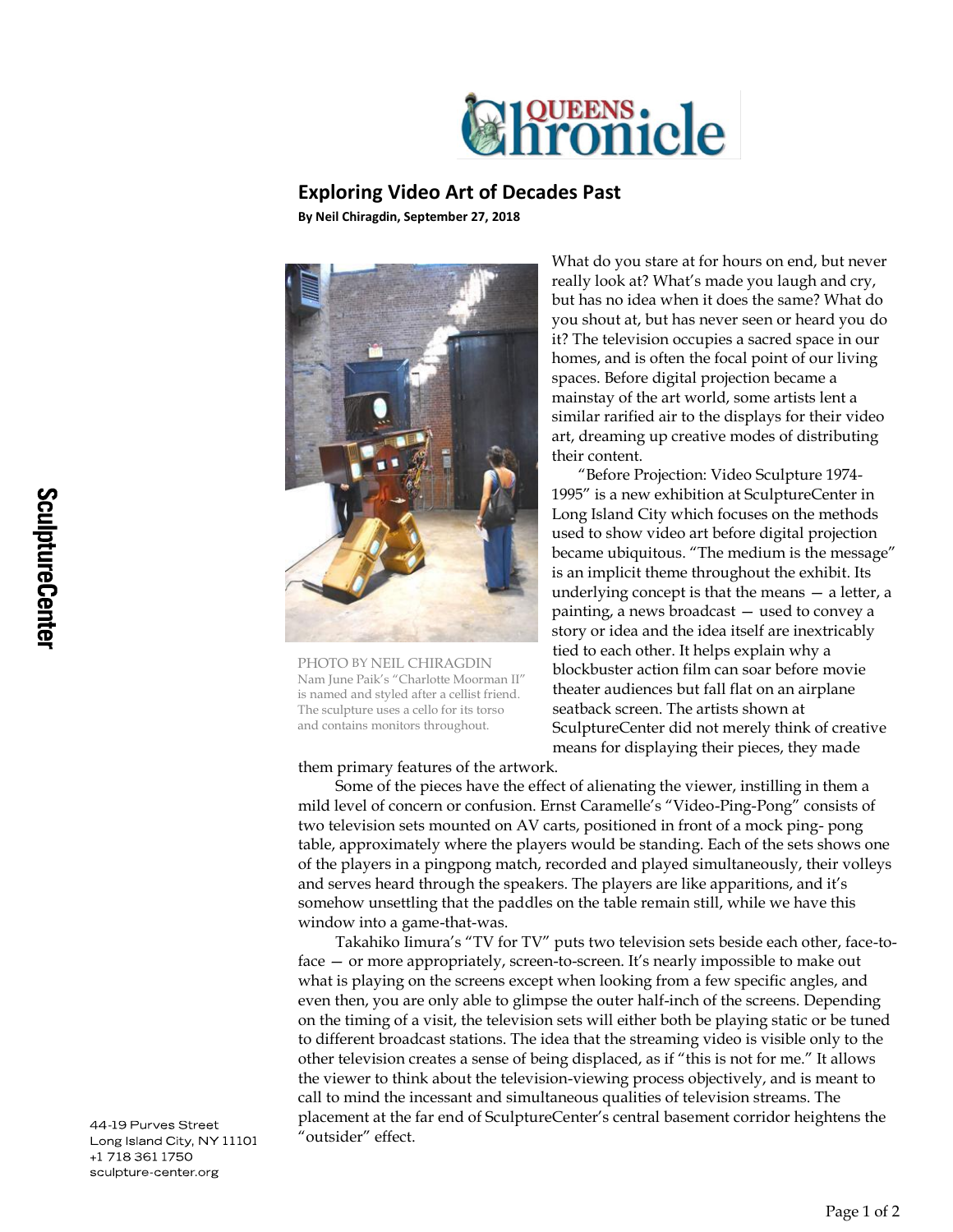Queens Chronicle

# Exploring Video Art of Decades Past

**By Neil Chiragdin, September 27, 2018**

PHOTO BY NEIL CHIRAGDIN
Nam June Paik's "Charlotte Moorman II" is named and styled after a cellist friend. The sculpture uses a cello for its torso and contains monitors throughout.

What do you stare at for hours on end, but never really look at? What's made you laugh and cry, but has no idea when it does the same? What do you shout at, but has never seen or heard you do it? The television occupies a sacred space in our homes, and is often the focal point of our living spaces. Before digital projection became a mainstay of the art world, some artists lent a similar rarified air to the displays for their video art, dreaming up creative modes of distributing their content.

"Before Projection: Video Sculpture 1974-1995" is a new exhibition at SculptureCenter in Long Island City which focuses on the methods used to show video art before digital projection became ubiquitous. "The medium is the message" is an implicit theme throughout the exhibit. Its underlying concept is that the means — a letter, a painting, a news broadcast — used to convey a story or idea and the idea itself are inextricably tied to each other. It helps explain why a blockbuster action film can soar before movie theater audiences but fall flat on an airplane seatback screen. The artists shown at SculptureCenter did not merely think of creative means for displaying their pieces, they made them primary features of the artwork.

Some of the pieces have the effect of alienating the viewer, instilling in them a mild level of concern or confusion. Ernst Caramelle's "Video-Ping-Pong" consists of two television sets mounted on AV carts, positioned in front of a mock ping- pong table, approximately where the players would be standing. Each of the sets shows one of the players in a pingpong match, recorded and played simultaneously, their volleys and serves heard through the speakers. The players are like apparitions, and it's somehow unsettling that the paddles on the table remain still, while we have this window into a game-that-was.

Takahiko Iimura's "TV for TV" puts two television sets beside each other, face-to-face — or more appropriately, screen-to-screen. It's nearly impossible to make out what is playing on the screens except when looking from a few specific angles, and even then, you are only able to glimpse the outer half-inch of the screens. Depending on the timing of a visit, the television sets will either both be playing static or be tuned to different broadcast stations. The idea that the streaming video is visible only to the other television creates a sense of being displaced, as if "this is not for me." It allows the viewer to think about the television-viewing process objectively, and is meant to call to mind the incessant and simultaneous qualities of television streams. The placement at the far end of SculptureCenter's central basement corridor heightens the "outsider" effect.

SculptureCenter
44-19 Purves Street
Long Island City, NY 11101
+1 718 361 1750
sculpture-center.org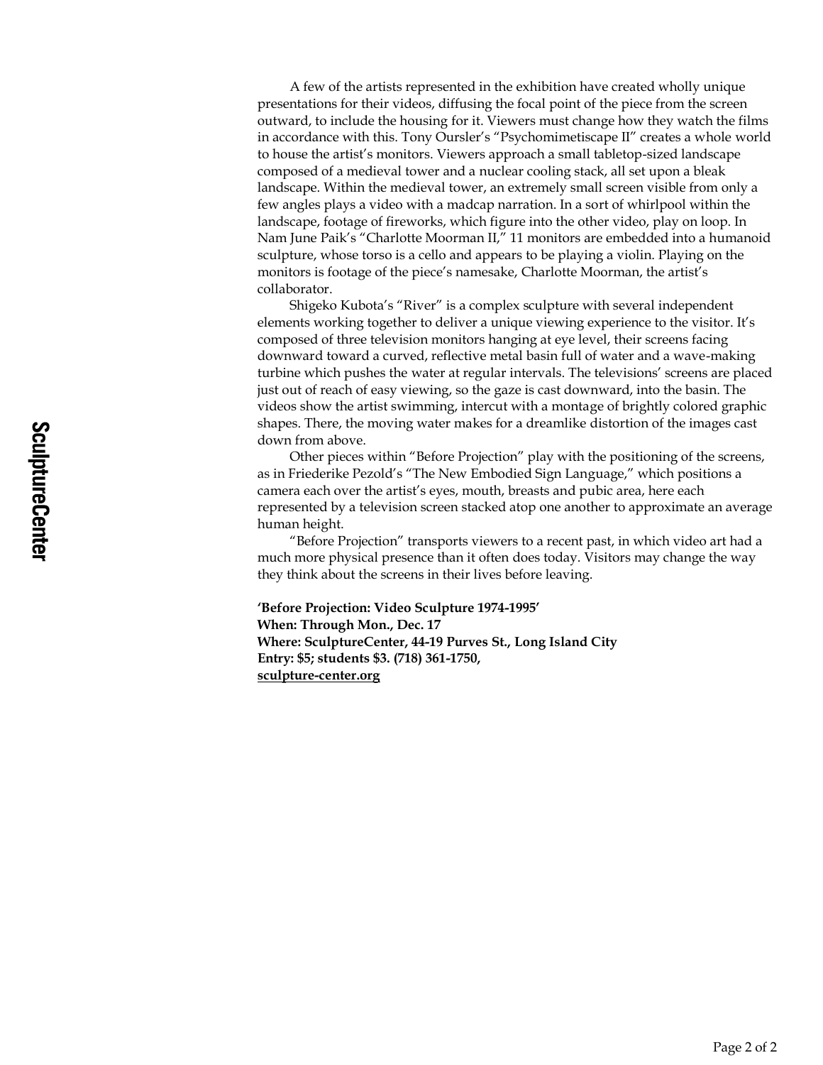A few of the artists represented in the exhibition have created wholly unique presentations for their videos, diffusing the focal point of the piece from the screen outward, to include the housing for it. Viewers must change how they watch the films in accordance with this. Tony Oursler's "Psychomimetiscape II" creates a whole world to house the artist's monitors. Viewers approach a small tabletop-sized landscape composed of a medieval tower and a nuclear cooling stack, all set upon a bleak landscape. Within the medieval tower, an extremely small screen visible from only a few angles plays a video with a madcap narration. In a sort of whirlpool within the landscape, footage of fireworks, which figure into the other video, play on loop. In Nam June Paik's "Charlotte Moorman II," 11 monitors are embedded into a humanoid sculpture, whose torso is a cello and appears to be playing a violin. Playing on the monitors is footage of the piece's namesake, Charlotte Moorman, the artist's collaborator.

Shigeko Kubota's "River" is a complex sculpture with several independent elements working together to deliver a unique viewing experience to the visitor. It's composed of three television monitors hanging at eye level, their screens facing downward toward a curved, reflective metal basin full of water and a wave-making turbine which pushes the water at regular intervals. The televisions' screens are placed just out of reach of easy viewing, so the gaze is cast downward, into the basin. The videos show the artist swimming, intercut with a montage of brightly colored graphic shapes. There, the moving water makes for a dreamlike distortion of the images cast down from above.

Other pieces within "Before Projection" play with the positioning of the screens, as in Friederike Pezold's "The New Embodied Sign Language," which positions a camera each over the artist's eyes, mouth, breasts and pubic area, here each represented by a television screen stacked atop one another to approximate an average human height.

"Before Projection" transports viewers to a recent past, in which video art had a much more physical presence than it often does today. Visitors may change the way they think about the screens in their lives before leaving.

**'Before Projection: Video Sculpture 1974-1995'**
**When: Through Mon., Dec. 17**
**Where: SculptureCenter, 44-19 Purves St., Long Island City**
**Entry: $5; students $3. (718) 361-1750,**
**sculpture-center.org**